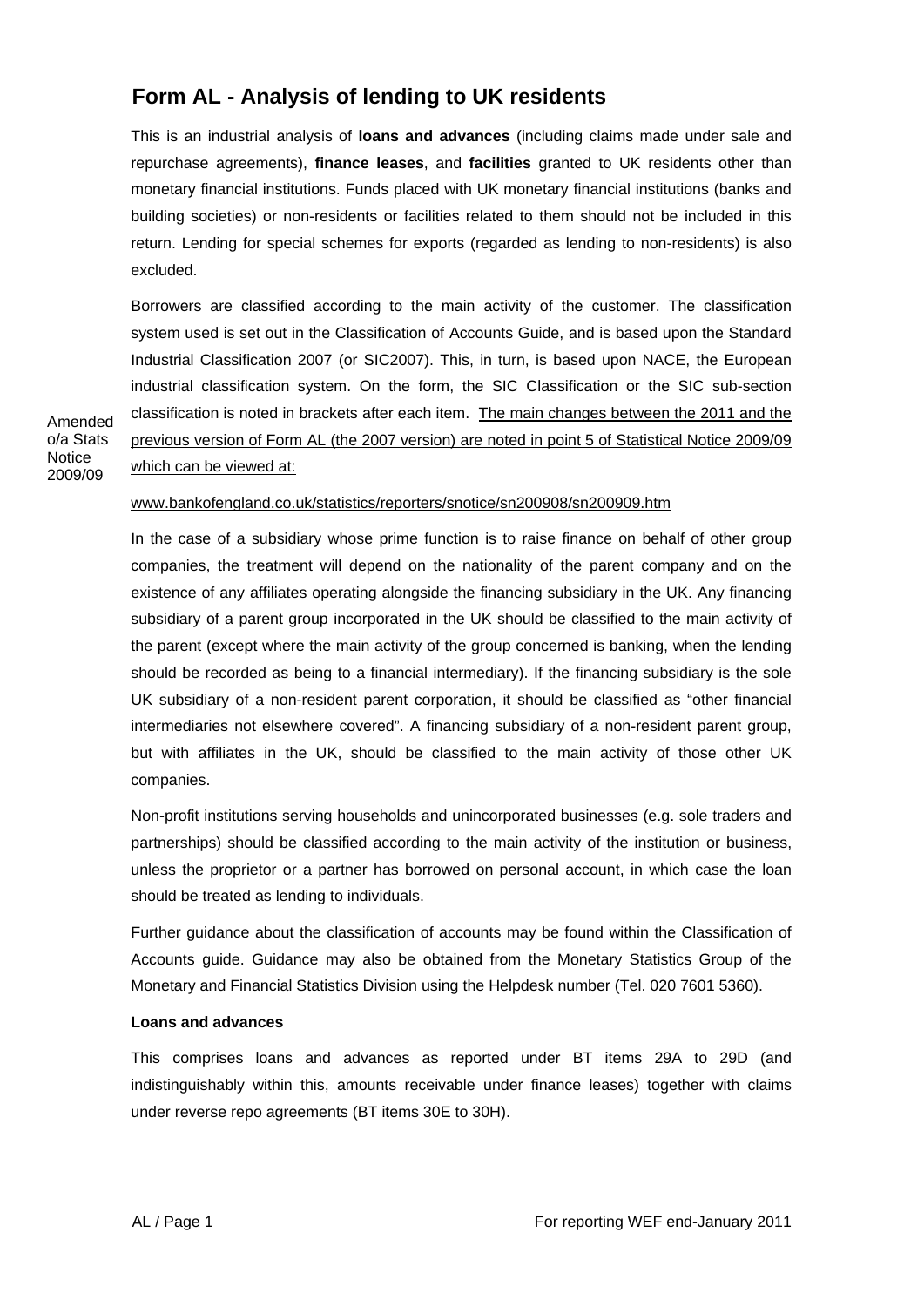# Form AL - Analysis of lending to UK residents

This is an industrial analysis of **loans and advances** (including claims made under sale and repurchase agreements), **finance leases**, and **facilities** granted to UK residents other than monetary financial institutions. Funds placed with UK monetary financial institutions (banks and building societies) or non-residents or facilities related to them should not be included in this return. Lending for special schemes for exports (regarded as lending to non-residents) is also excluded.

Borrowers are classified according to the main activity of the customer. The classification system used is set out in the Classification of Accounts Guide, and is based upon the Standard Industrial Classification 2007 (or SIC2007). This, in turn, is based upon NACE, the European industrial classification system. On the form, the SIC Classification or the SIC sub-section classification is noted in brackets after each item. The main changes between the 2011 and the previous version of Form AL (the 2007 version) are noted in point 5 of Statistical Notice 2009/09 which can be viewed at:

Amended o/a Stats Notice 2009/09

www.bankofengland.co.uk/statistics/reporters/snotice/sn200908/sn200909.htm

In the case of a subsidiary whose prime function is to raise finance on behalf of other group companies, the treatment will depend on the nationality of the parent company and on the existence of any affiliates operating alongside the financing subsidiary in the UK. Any financing subsidiary of a parent group incorporated in the UK should be classified to the main activity of the parent (except where the main activity of the group concerned is banking, when the lending should be recorded as being to a financial intermediary). If the financing subsidiary is the sole UK subsidiary of a non-resident parent corporation, it should be classified as "other financial intermediaries not elsewhere covered". A financing subsidiary of a non-resident parent group, but with affiliates in the UK, should be classified to the main activity of those other UK companies.

Non-profit institutions serving households and unincorporated businesses (e.g. sole traders and partnerships) should be classified according to the main activity of the institution or business, unless the proprietor or a partner has borrowed on personal account, in which case the loan should be treated as lending to individuals.

Further guidance about the classification of accounts may be found within the Classification of Accounts guide. Guidance may also be obtained from the Monetary Statistics Group of the Monetary and Financial Statistics Division using the Helpdesk number (Tel. 020 7601 5360).

**Loans and advances**

This comprises loans and advances as reported under BT items 29A to 29D (and indistinguishably within this, amounts receivable under finance leases) together with claims under reverse repo agreements (BT items 30E to 30H).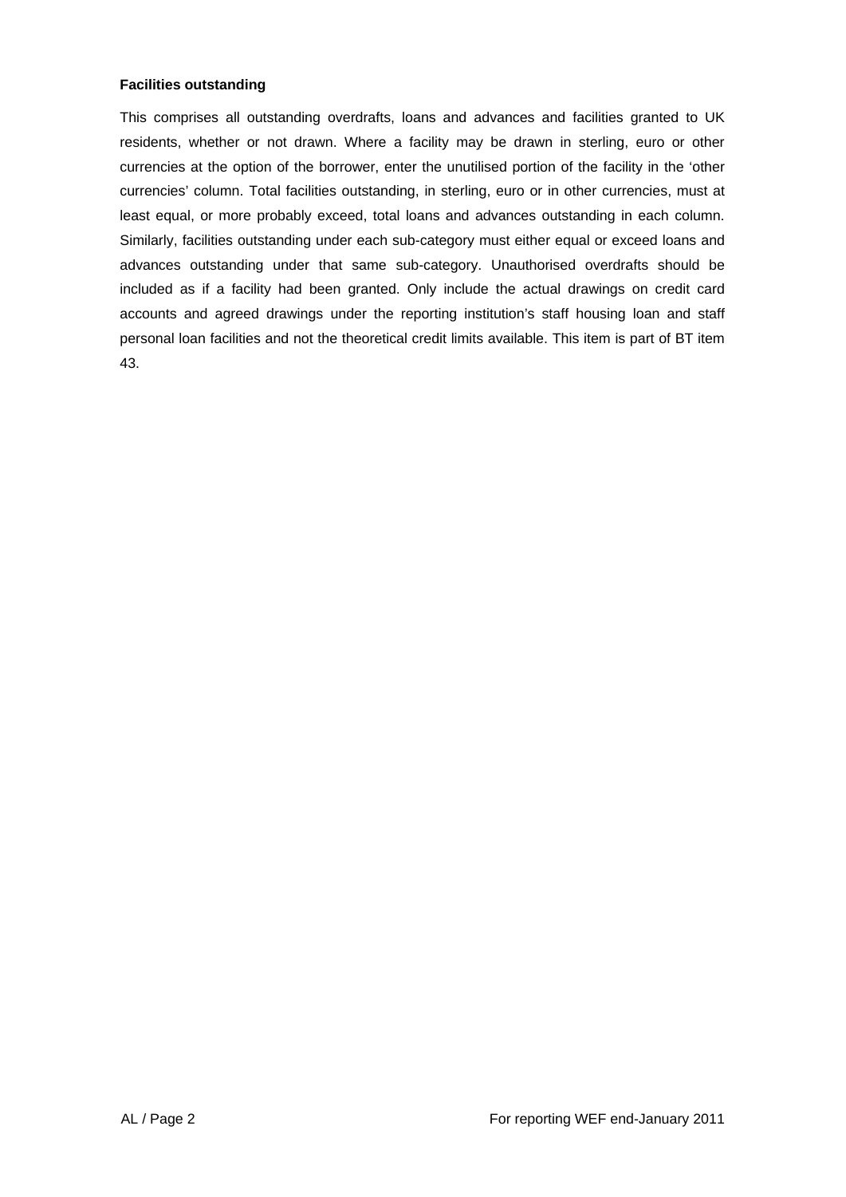**Facilities outstanding**

This comprises all outstanding overdrafts, loans and advances and facilities granted to UK residents, whether or not drawn. Where a facility may be drawn in sterling, euro or other currencies at the option of the borrower, enter the unutilised portion of the facility in the 'other currencies' column. Total facilities outstanding, in sterling, euro or in other currencies, must at least equal, or more probably exceed, total loans and advances outstanding in each column. Similarly, facilities outstanding under each sub-category must either equal or exceed loans and advances outstanding under that same sub-category. Unauthorised overdrafts should be included as if a facility had been granted. Only include the actual drawings on credit card accounts and agreed drawings under the reporting institution's staff housing loan and staff personal loan facilities and not the theoretical credit limits available. This item is part of BT item 43.